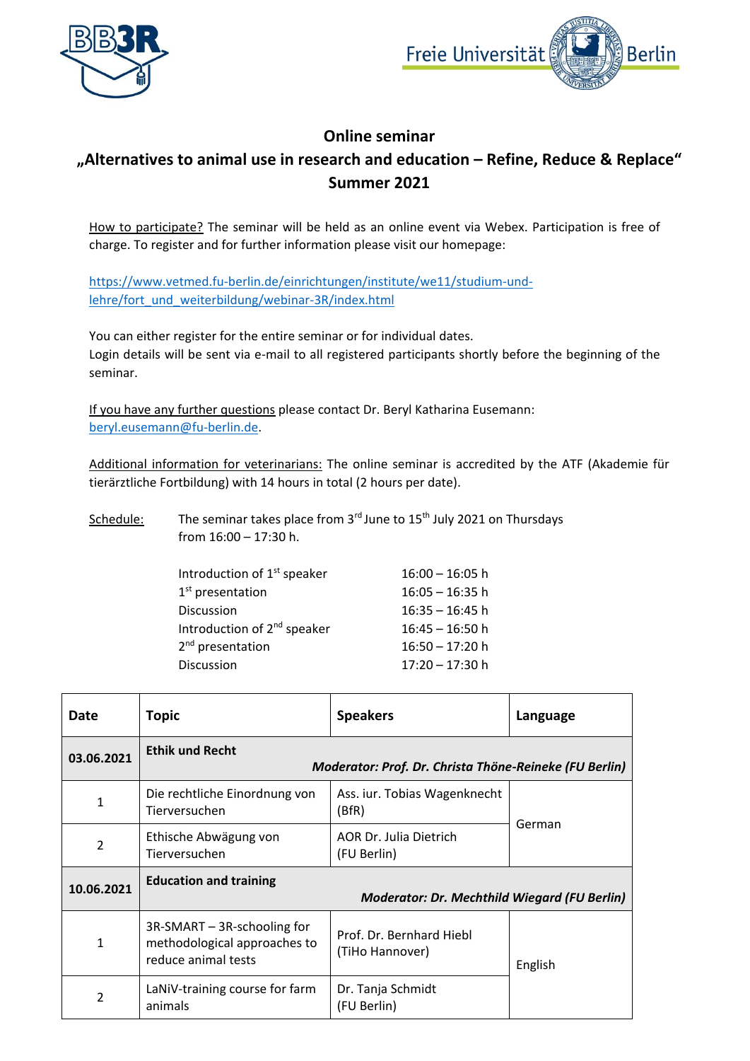# Online seminar

## „Alternatives to animal use in research and education – Refine, Reduce & Replace"

## Summer 2021

How to participate? The seminar will be held as an online event via Webex. Participation is free of charge. To register and for further information please visit our homepage:

https://www.vetmed.fu-berlin.de/einrichtungen/institute/we11/studium-und-lehre/fort_und_weiterbildung/webinar-3R/index.html

You can either register for the entire seminar or for individual dates.
Login details will be sent via e-mail to all registered participants shortly before the beginning of the seminar.

If you have any further questions please contact Dr. Beryl Katharina Eusemann: beryl.eusemann@fu-berlin.de.

Additional information for veterinarians: The online seminar is accredited by the ATF (Akademie für tierärztliche Fortbildung) with 14 hours in total (2 hours per date).

Schedule: The seminar takes place from 3rd June to 15th July 2021 on Thursdays from 16:00 – 17:30 h.

| | |
|---|---|
| Introduction of 1st speaker | 16:00 – 16:05 h |
| 1st presentation | 16:05 – 16:35 h |
| Discussion | 16:35 – 16:45 h |
| Introduction of 2nd speaker | 16:45 – 16:50 h |
| 2nd presentation | 16:50 – 17:20 h |
| Discussion | 17:20 – 17:30 h |

| Date | Topic | Speakers | Language |
|---|---|---|---|
| **03.06.2021** | **Ethik und Recht** ***Moderator: Prof. Dr. Christa Thöne-Reineke (FU Berlin)*** | | |
| 1 | Die rechtliche Einordnung von Tierversuchen | Ass. iur. Tobias Wagenknecht (BfR) | German |
| 2 | Ethische Abwägung von Tierversuchen | AOR Dr. Julia Dietrich (FU Berlin) | German |
| **10.06.2021** | **Education and training** ***Moderator: Dr. Mechthild Wiegard (FU Berlin)*** | | |
| 1 | 3R-SMART – 3R-schooling for methodological approaches to reduce animal tests | Prof. Dr. Bernhard Hiebl (TiHo Hannover) | English |
| 2 | LaNiV-training course for farm animals | Dr. Tanja Schmidt (FU Berlin) | English |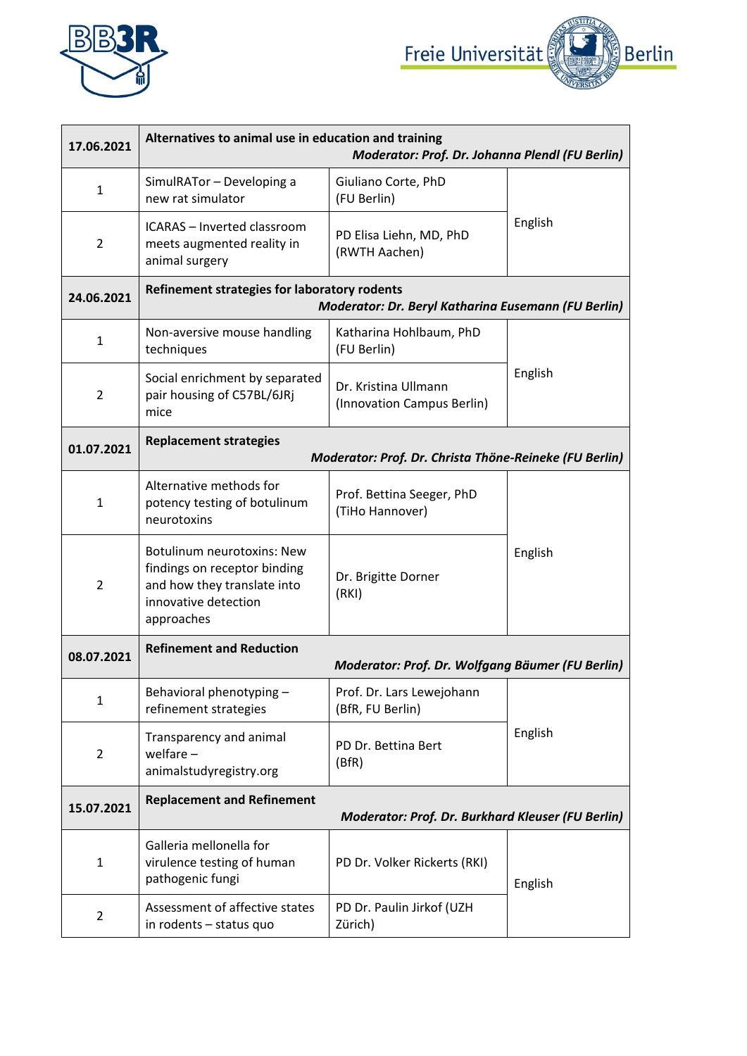| | | | |
|---|---|---|---|
| **17.06.2021** | **Alternatives to animal use in education and training** ***Moderator: Prof. Dr. Johanna Plendl (FU Berlin)*** | | |
| 1 | SimulRATor – Developing a new rat simulator | Giuliano Corte, PhD (FU Berlin) | English |
| 2 | ICARAS – Inverted classroom meets augmented reality in animal surgery | PD Elisa Liehn, MD, PhD (RWTH Aachen) | |
| **24.06.2021** | **Refinement strategies for laboratory rodents** ***Moderator: Dr. Beryl Katharina Eusemann (FU Berlin)*** | | |
| 1 | Non-aversive mouse handling techniques | Katharina Hohlbaum, PhD (FU Berlin) | English |
| 2 | Social enrichment by separated pair housing of C57BL/6JRj mice | Dr. Kristina Ullmann (Innovation Campus Berlin) | |
| **01.07.2021** | **Replacement strategies** ***Moderator: Prof. Dr. Christa Thöne-Reineke (FU Berlin)*** | | |
| 1 | Alternative methods for potency testing of botulinum neurotoxins | Prof. Bettina Seeger, PhD (TiHo Hannover) | English |
| 2 | Botulinum neurotoxins: New findings on receptor binding and how they translate into innovative detection approaches | Dr. Brigitte Dorner (RKI) | |
| **08.07.2021** | **Refinement and Reduction** ***Moderator: Prof. Dr. Wolfgang Bäumer (FU Berlin)*** | | |
| 1 | Behavioral phenotyping – refinement strategies | Prof. Dr. Lars Lewejohann (BfR, FU Berlin) | English |
| 2 | Transparency and animal welfare – animalstudyregistry.org | PD Dr. Bettina Bert (BfR) | |
| **15.07.2021** | **Replacement and Refinement** ***Moderator: Prof. Dr. Burkhard Kleuser (FU Berlin)*** | | |
| 1 | Galleria mellonella for virulence testing of human pathogenic fungi | PD Dr. Volker Rickerts (RKI) | English |
| 2 | Assessment of affective states in rodents – status quo | PD Dr. Paulin Jirkof (UZH Zürich) | |